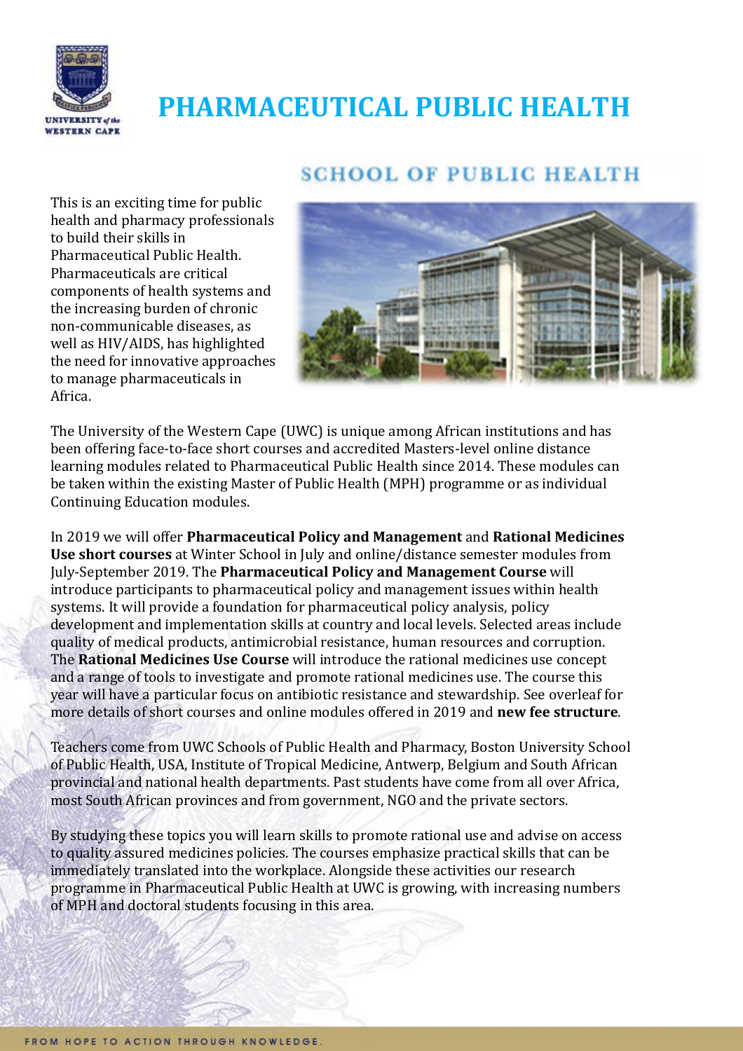UNIVERSITY of the WESTERN CAPE

# PHARMACEUTICAL PUBLIC HEALTH

## SCHOOL OF PUBLIC HEALTH

This is an exciting time for public health and pharmacy professionals to build their skills in Pharmaceutical Public Health. Pharmaceuticals are critical components of health systems and the increasing burden of chronic non-communicable diseases, as well as HIV/AIDS, has highlighted the need for innovative approaches to manage pharmaceuticals in Africa.

The University of the Western Cape (UWC) is unique among African institutions and has been offering face-to-face short courses and accredited Masters-level online distance learning modules related to Pharmaceutical Public Health since 2014. These modules can be taken within the existing Master of Public Health (MPH) programme or as individual Continuing Education modules.

In 2019 we will offer **Pharmaceutical Policy and Management** and **Rational Medicines Use short courses** at Winter School in July and online/distance semester modules from July-September 2019. The **Pharmaceutical Policy and Management Course** will introduce participants to pharmaceutical policy and management issues within health systems. It will provide a foundation for pharmaceutical policy analysis, policy development and implementation skills at country and local levels. Selected areas include quality of medical products, antimicrobial resistance, human resources and corruption. The **Rational Medicines Use Course** will introduce the rational medicines use concept and a range of tools to investigate and promote rational medicines use. The course this year will have a particular focus on antibiotic resistance and stewardship. See overleaf for more details of short courses and online modules offered in 2019 and **new fee structure**.

Teachers come from UWC Schools of Public Health and Pharmacy, Boston University School of Public Health, USA, Institute of Tropical Medicine, Antwerp, Belgium and South African provincial and national health departments. Past students have come from all over Africa, most South African provinces and from government, NGO and the private sectors.

By studying these topics you will learn skills to promote rational use and advise on access to quality assured medicines policies. The courses emphasize practical skills that can be immediately translated into the workplace. Alongside these activities our research programme in Pharmaceutical Public Health at UWC is growing, with increasing numbers of MPH and doctoral students focusing in this area.

FROM HOPE TO ACTION THROUGH KNOWLEDGE.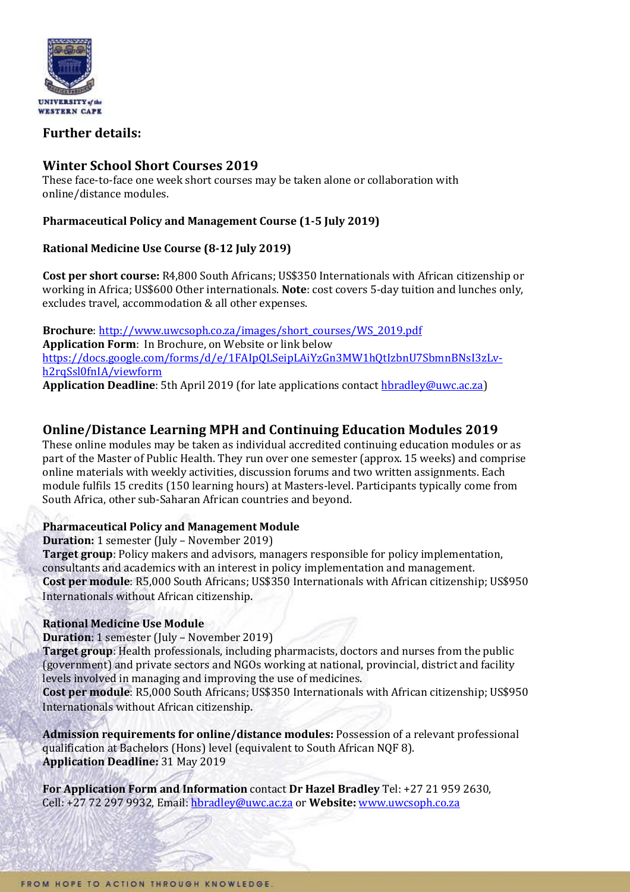UNIVERSITY of the WESTERN CAPE

## Further details:

## Winter School Short Courses 2019

These face-to-face one week short courses may be taken alone or collaboration with online/distance modules.

**Pharmaceutical Policy and Management Course (1-5 July 2019)**

**Rational Medicine Use Course (8-12 July 2019)**

**Cost per short course:** R4,800 South Africans; US$350 Internationals with African citizenship or working in Africa; US$600 Other internationals. **Note**: cost covers 5-day tuition and lunches only, excludes travel, accommodation & all other expenses.

**Brochure**: http://www.uwcsoph.co.za/images/short_courses/WS_2019.pdf
**Application Form**: In Brochure, on Website or link below
https://docs.google.com/forms/d/e/1FAIpQLSeipLAiYzGn3MW1hQtIzbnU7SbmnBNsI3zLv-h2rqSsl0fnIA/viewform
**Application Deadline**: 5th April 2019 (for late applications contact hbradley@uwc.ac.za)

## Online/Distance Learning MPH and Continuing Education Modules 2019

These online modules may be taken as individual accredited continuing education modules or as part of the Master of Public Health. They run over one semester (approx. 15 weeks) and comprise online materials with weekly activities, discussion forums and two written assignments. Each module fulfils 15 credits (150 learning hours) at Masters-level. Participants typically come from South Africa, other sub-Saharan African countries and beyond.

**Pharmaceutical Policy and Management Module**
**Duration:** 1 semester (July – November 2019)
**Target group**: Policy makers and advisors, managers responsible for policy implementation, consultants and academics with an interest in policy implementation and management.
**Cost per module**: R5,000 South Africans; US$350 Internationals with African citizenship; US$950 Internationals without African citizenship.

**Rational Medicine Use Module**
**Duration**: 1 semester (July – November 2019)
**Target group**: Health professionals, including pharmacists, doctors and nurses from the public (government) and private sectors and NGOs working at national, provincial, district and facility levels involved in managing and improving the use of medicines.
**Cost per module**: R5,000 South Africans; US$350 Internationals with African citizenship; US$950 Internationals without African citizenship.

**Admission requirements for online/distance modules:** Possession of a relevant professional qualification at Bachelors (Hons) level (equivalent to South African NQF 8).
**Application Deadline:** 31 May 2019

**For Application Form and Information** contact **Dr Hazel Bradley** Tel: +27 21 959 2630, Cell: +27 72 297 9932, Email: hbradley@uwc.ac.za or **Website:** www.uwcsoph.co.za

FROM HOPE TO ACTION THROUGH KNOWLEDGE.